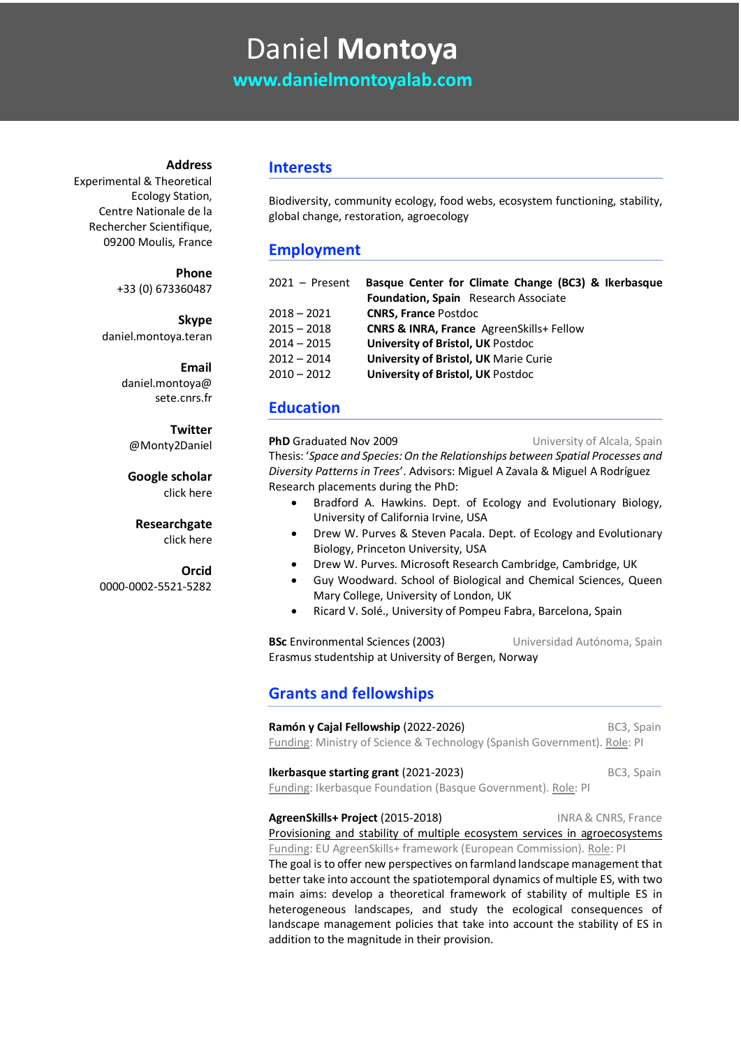# Daniel **Montoya**

**www.danielmontoyalab.com**

**Address**
Experimental & Theoretical Ecology Station, Centre Nationale de la Rechercher Scientifique, 09200 Moulis, France

**Phone**
+33 (0) 673360487

**Skype**
daniel.montoya.teran

**Email**
daniel.montoya@sete.cnrs.fr

**Twitter**
@Monty2Daniel

**Google scholar**
click here

**Researchgate**
click here

**Orcid**
0000-0002-5521-5282

## Interests

Biodiversity, community ecology, food webs, ecosystem functioning, stability, global change, restoration, agroecology

## Employment

| | |
|---|---|
| 2021 – Present | **Basque Center for Climate Change (BC3) & Ikerbasque Foundation, Spain** Research Associate |
| 2018 – 2021 | **CNRS, France** Postdoc |
| 2015 – 2018 | **CNRS & INRA, France** AgreenSkills+ Fellow |
| 2014 – 2015 | **University of Bristol, UK** Postdoc |
| 2012 – 2014 | **University of Bristol, UK** Marie Curie |
| 2010 – 2012 | **University of Bristol, UK** Postdoc |

## Education

**PhD** Graduated Nov 2009 — University of Alcala, Spain
Thesis: '*Space and Species: On the Relationships between Spatial Processes and Diversity Patterns in Trees*'. Advisors: Miguel A Zavala & Miguel A Rodríguez
Research placements during the PhD:

- Bradford A. Hawkins. Dept. of Ecology and Evolutionary Biology, University of California Irvine, USA
- Drew W. Purves & Steven Pacala. Dept. of Ecology and Evolutionary Biology, Princeton University, USA
- Drew W. Purves. Microsoft Research Cambridge, Cambridge, UK
- Guy Woodward. School of Biological and Chemical Sciences, Queen Mary College, University of London, UK
- Ricard V. Solé., University of Pompeu Fabra, Barcelona, Spain

**BSc** Environmental Sciences (2003) — Universidad Autónoma, Spain
Erasmus studentship at University of Bergen, Norway

## Grants and fellowships

**Ramón y Cajal Fellowship** (2022-2026) — BC3, Spain
Funding: Ministry of Science & Technology (Spanish Government). Role: PI

**Ikerbasque starting grant** (2021-2023) — BC3, Spain
Funding: Ikerbasque Foundation (Basque Government). Role: PI

**AgreenSkills+ Project** (2015-2018) — INRA & CNRS, France
Provisioning and stability of multiple ecosystem services in agroecosystems
Funding: EU AgreenSkills+ framework (European Commission). Role: PI
The goal is to offer new perspectives on farmland landscape management that better take into account the spatiotemporal dynamics of multiple ES, with two main aims: develop a theoretical framework of stability of multiple ES in heterogeneous landscapes, and study the ecological consequences of landscape management policies that take into account the stability of ES in addition to the magnitude in their provision.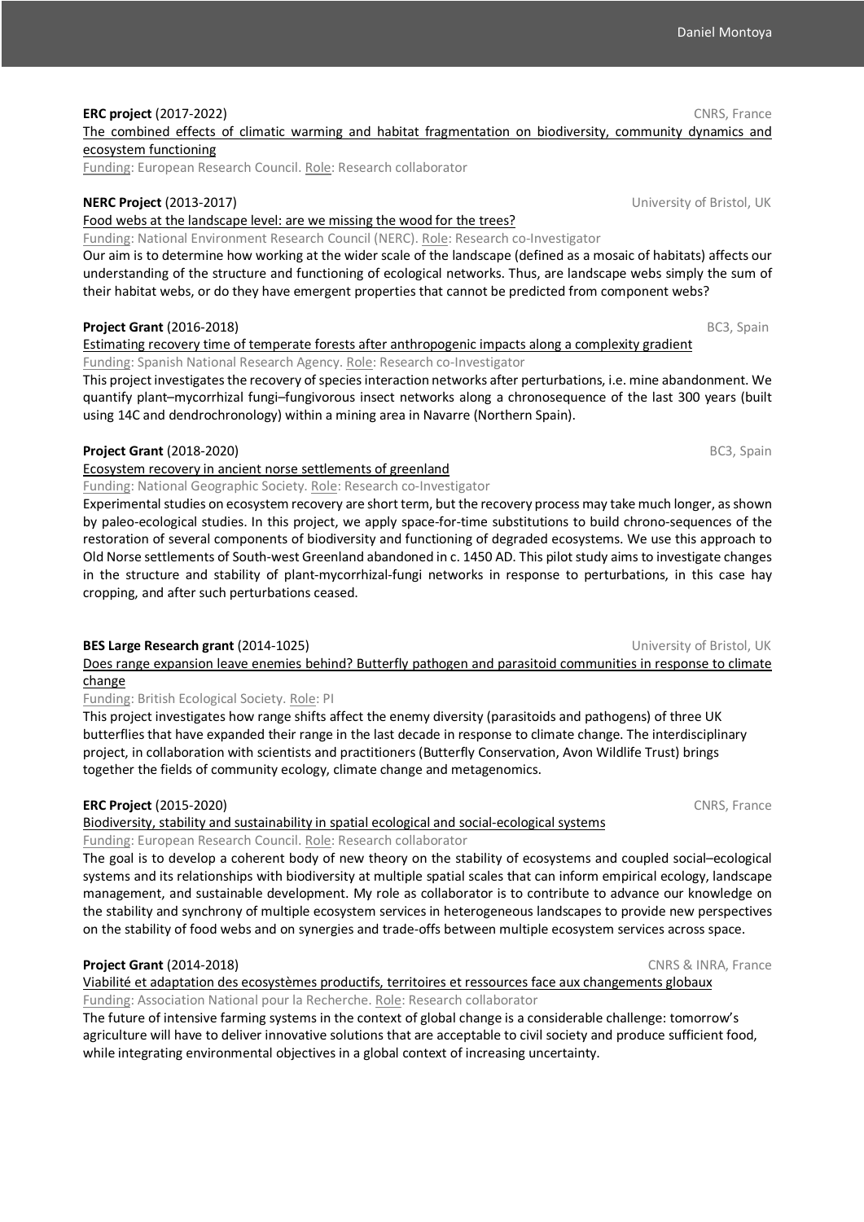**ERC project** (2017-2022) CNRS, France

The combined effects of climatic warming and habitat fragmentation on biodiversity, community dynamics and ecosystem functioning

Funding: European Research Council. Role: Research collaborator

**NERC Project** (2013-2017) University of Bristol, UK

Food webs at the landscape level: are we missing the wood for the trees?

Funding: National Environment Research Council (NERC). Role: Research co-Investigator

Our aim is to determine how working at the wider scale of the landscape (defined as a mosaic of habitats) affects our understanding of the structure and functioning of ecological networks. Thus, are landscape webs simply the sum of their habitat webs, or do they have emergent properties that cannot be predicted from component webs?

**Project Grant** (2016-2018) BC3, Spain

Estimating recovery time of temperate forests after anthropogenic impacts along a complexity gradient

Funding: Spanish National Research Agency. Role: Research co-Investigator

This project investigates the recovery of species interaction networks after perturbations, i.e. mine abandonment. We quantify plant–mycorrhizal fungi–fungivorous insect networks along a chronosequence of the last 300 years (built using 14C and dendrochronology) within a mining area in Navarre (Northern Spain).

**Project Grant** (2018-2020) BC3, Spain

Ecosystem recovery in ancient norse settlements of greenland

Funding: National Geographic Society. Role: Research co-Investigator

Experimental studies on ecosystem recovery are short term, but the recovery process may take much longer, as shown by paleo-ecological studies. In this project, we apply space-for-time substitutions to build chrono-sequences of the restoration of several components of biodiversity and functioning of degraded ecosystems. We use this approach to Old Norse settlements of South-west Greenland abandoned in c. 1450 AD. This pilot study aims to investigate changes in the structure and stability of plant-mycorrhizal-fungi networks in response to perturbations, in this case hay cropping, and after such perturbations ceased.

**BES Large Research grant** (2014-1025) University of Bristol, UK

Does range expansion leave enemies behind? Butterfly pathogen and parasitoid communities in response to climate change

Funding: British Ecological Society. Role: PI

This project investigates how range shifts affect the enemy diversity (parasitoids and pathogens) of three UK butterflies that have expanded their range in the last decade in response to climate change. The interdisciplinary project, in collaboration with scientists and practitioners (Butterfly Conservation, Avon Wildlife Trust) brings together the fields of community ecology, climate change and metagenomics.

**ERC Project** (2015-2020) CNRS, France

Biodiversity, stability and sustainability in spatial ecological and social-ecological systems

Funding: European Research Council. Role: Research collaborator

The goal is to develop a coherent body of new theory on the stability of ecosystems and coupled social–ecological systems and its relationships with biodiversity at multiple spatial scales that can inform empirical ecology, landscape management, and sustainable development. My role as collaborator is to contribute to advance our knowledge on the stability and synchrony of multiple ecosystem services in heterogeneous landscapes to provide new perspectives on the stability of food webs and on synergies and trade-offs between multiple ecosystem services across space.

**Project Grant** (2014-2018) CNRS & INRA, France

Viabilité et adaptation des ecosystèmes productifs, territoires et ressources face aux changements globaux

Funding: Association National pour la Recherche. Role: Research collaborator

The future of intensive farming systems in the context of global change is a considerable challenge: tomorrow's agriculture will have to deliver innovative solutions that are acceptable to civil society and produce sufficient food, while integrating environmental objectives in a global context of increasing uncertainty.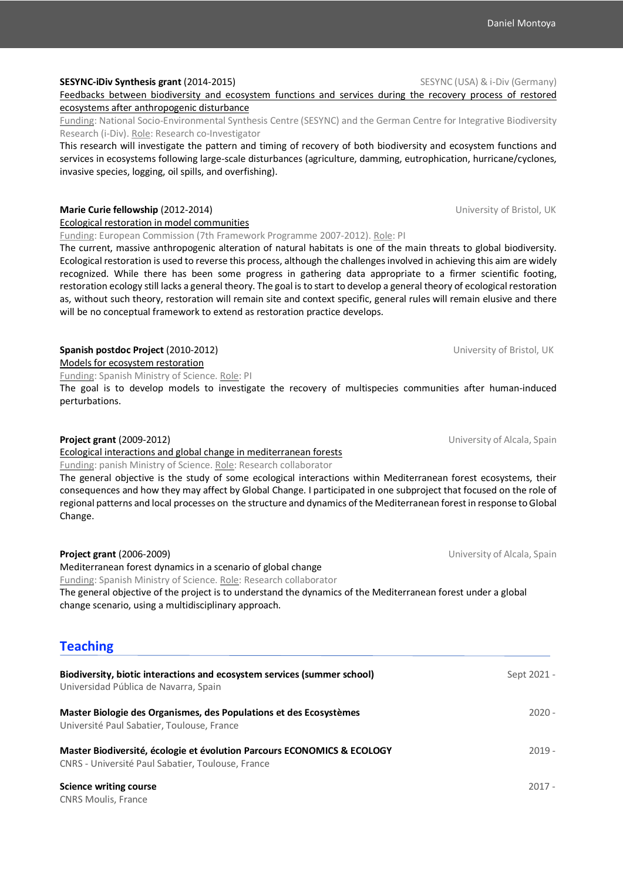**SESYNC-iDiv Synthesis grant** (2014-2015) SESYNC (USA) & i-Div (Germany)

Feedbacks between biodiversity and ecosystem functions and services during the recovery process of restored ecosystems after anthropogenic disturbance

Funding: National Socio-Environmental Synthesis Centre (SESYNC) and the German Centre for Integrative Biodiversity Research (i-Div). Role: Research co-Investigator

This research will investigate the pattern and timing of recovery of both biodiversity and ecosystem functions and services in ecosystems following large-scale disturbances (agriculture, damming, eutrophication, hurricane/cyclones, invasive species, logging, oil spills, and overfishing).

**Marie Curie fellowship** (2012-2014) University of Bristol, UK

Ecological restoration in model communities

Funding: European Commission (7th Framework Programme 2007-2012). Role: PI

The current, massive anthropogenic alteration of natural habitats is one of the main threats to global biodiversity. Ecological restoration is used to reverse this process, although the challenges involved in achieving this aim are widely recognized. While there has been some progress in gathering data appropriate to a firmer scientific footing, restoration ecology still lacks a general theory. The goal is to start to develop a general theory of ecological restoration as, without such theory, restoration will remain site and context specific, general rules will remain elusive and there will be no conceptual framework to extend as restoration practice develops.

**Spanish postdoc Project** (2010-2012) University of Bristol, UK

Models for ecosystem restoration

Funding: Spanish Ministry of Science. Role: PI

The goal is to develop models to investigate the recovery of multispecies communities after human-induced perturbations.

**Project grant** (2009-2012) University of Alcala, Spain

Ecological interactions and global change in mediterranean forests

Funding: panish Ministry of Science. Role: Research collaborator

The general objective is the study of some ecological interactions within Mediterranean forest ecosystems, their consequences and how they may affect by Global Change. I participated in one subproject that focused on the role of regional patterns and local processes on the structure and dynamics of the Mediterranean forest in response to Global Change.

**Project grant** (2006-2009) University of Alcala, Spain

Mediterranean forest dynamics in a scenario of global change

Funding: Spanish Ministry of Science. Role: Research collaborator

The general objective of the project is to understand the dynamics of the Mediterranean forest under a global change scenario, using a multidisciplinary approach.

## Teaching

**Biodiversity, biotic interactions and ecosystem services (summer school)** Sept 2021 -
Universidad Pública de Navarra, Spain

**Master Biologie des Organismes, des Populations et des Ecosystèmes** 2020 -
Université Paul Sabatier, Toulouse, France

**Master Biodiversité, écologie et évolution Parcours ECONOMICS & ECOLOGY** 2019 -
CNRS - Université Paul Sabatier, Toulouse, France

**Science writing course** 2017 -
CNRS Moulis, France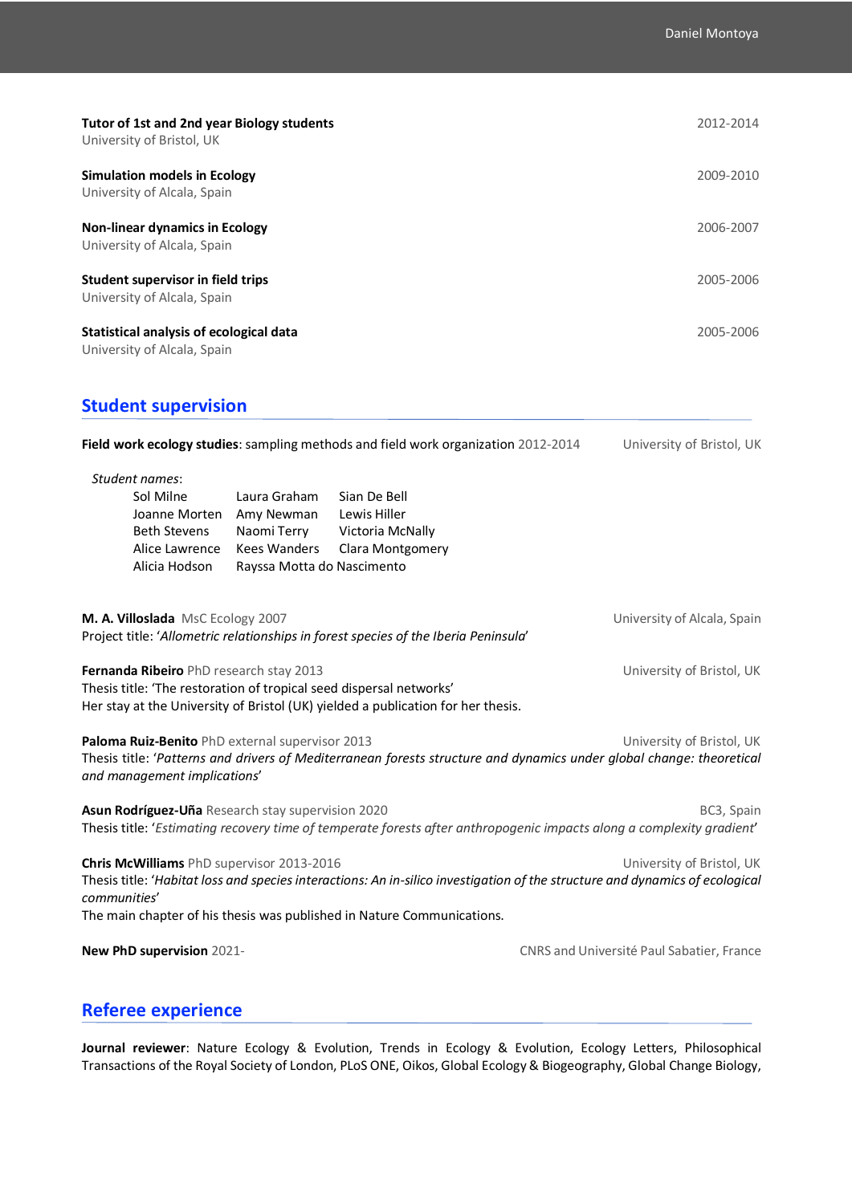**Tutor of 1st and 2nd year Biology students** — 2012-2014
University of Bristol, UK

**Simulation models in Ecology** — 2009-2010
University of Alcala, Spain

**Non-linear dynamics in Ecology** — 2006-2007
University of Alcala, Spain

**Student supervisor in field trips** — 2005-2006
University of Alcala, Spain

**Statistical analysis of ecological data** — 2005-2006
University of Alcala, Spain

## Student supervision

**Field work ecology studies**: sampling methods and field work organization 2012-2014 — University of Bristol, UK

*Student names*:

| | | |
|---|---|---|
| Sol Milne | Laura Graham | Sian De Bell |
| Joanne Morten | Amy Newman | Lewis Hiller |
| Beth Stevens | Naomi Terry | Victoria McNally |
| Alice Lawrence | Kees Wanders | Clara Montgomery |
| Alicia Hodson | Rayssa Motta do Nascimento | |

**M. A. Villoslada** MsC Ecology 2007 — University of Alcala, Spain
Project title: '*Allometric relationships in forest species of the Iberia Peninsula*'

**Fernanda Ribeiro** PhD research stay 2013 — University of Bristol, UK
Thesis title: 'The restoration of tropical seed dispersal networks'
Her stay at the University of Bristol (UK) yielded a publication for her thesis.

**Paloma Ruiz-Benito** PhD external supervisor 2013 — University of Bristol, UK
Thesis title: '*Patterns and drivers of Mediterranean forests structure and dynamics under global change: theoretical and management implications*'

**Asun Rodríguez-Uña** Research stay supervision 2020 — BC3, Spain
Thesis title: '*Estimating recovery time of temperate forests after anthropogenic impacts along a complexity gradient*'

**Chris McWilliams** PhD supervisor 2013-2016 — University of Bristol, UK
Thesis title: '*Habitat loss and species interactions: An in-silico investigation of the structure and dynamics of ecological communities*'
The main chapter of his thesis was published in Nature Communications.

**New PhD supervision** 2021- — CNRS and Université Paul Sabatier, France

## Referee experience

**Journal reviewer**: Nature Ecology & Evolution, Trends in Ecology & Evolution, Ecology Letters, Philosophical Transactions of the Royal Society of London, PLoS ONE, Oikos, Global Ecology & Biogeography, Global Change Biology,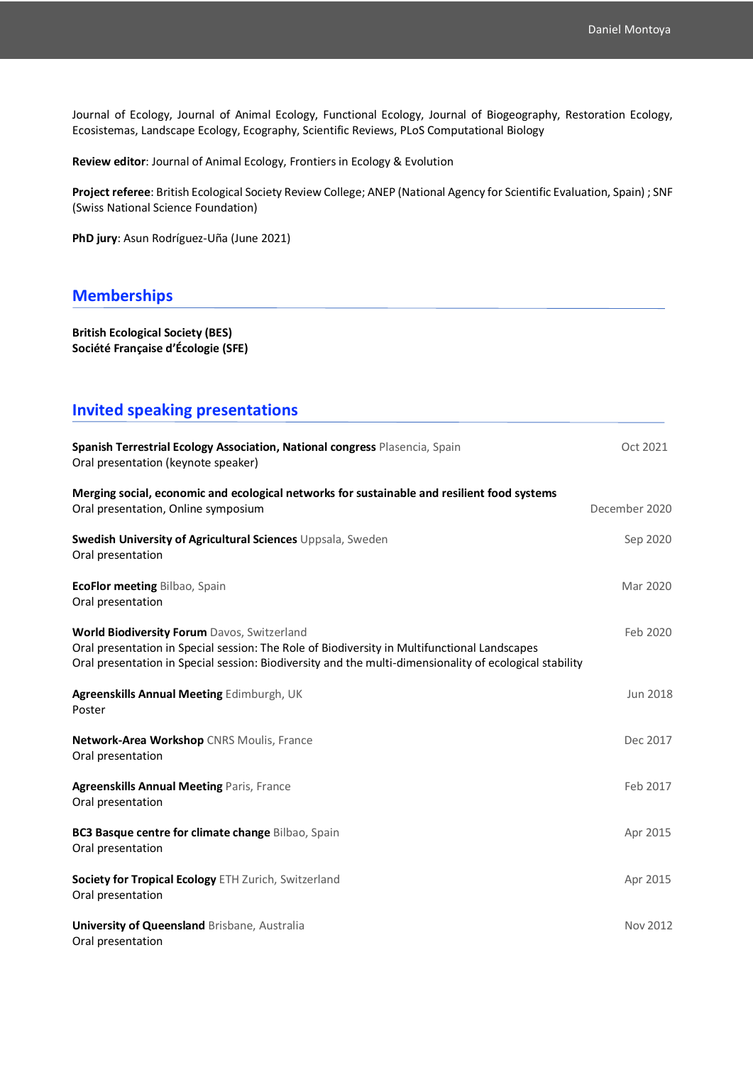Journal of Ecology, Journal of Animal Ecology, Functional Ecology, Journal of Biogeography, Restoration Ecology, Ecosistemas, Landscape Ecology, Ecography, Scientific Reviews, PLoS Computational Biology

**Review editor**: Journal of Animal Ecology, Frontiers in Ecology & Evolution

**Project referee**: British Ecological Society Review College; ANEP (National Agency for Scientific Evaluation, Spain) ; SNF (Swiss National Science Foundation)

**PhD jury**: Asun Rodríguez-Uña (June 2021)

## Memberships

**British Ecological Society (BES)**
**Société Française d'Écologie (SFE)**

## Invited speaking presentations

**Spanish Terrestrial Ecology Association, National congress** Plasencia, Spain — Oct 2021
Oral presentation (keynote speaker)

**Merging social, economic and ecological networks for sustainable and resilient food systems** — December 2020
Oral presentation, Online symposium

**Swedish University of Agricultural Sciences** Uppsala, Sweden — Sep 2020
Oral presentation

**EcoFlor meeting** Bilbao, Spain — Mar 2020
Oral presentation

**World Biodiversity Forum** Davos, Switzerland — Feb 2020
Oral presentation in Special session: The Role of Biodiversity in Multifunctional Landscapes
Oral presentation in Special session: Biodiversity and the multi-dimensionality of ecological stability

**Agreenskills Annual Meeting** Edimburgh, UK — Jun 2018
Poster

**Network-Area Workshop** CNRS Moulis, France — Dec 2017
Oral presentation

**Agreenskills Annual Meeting** Paris, France — Feb 2017
Oral presentation

**BC3 Basque centre for climate change** Bilbao, Spain — Apr 2015
Oral presentation

**Society for Tropical Ecology** ETH Zurich, Switzerland — Apr 2015
Oral presentation

**University of Queensland** Brisbane, Australia — Nov 2012
Oral presentation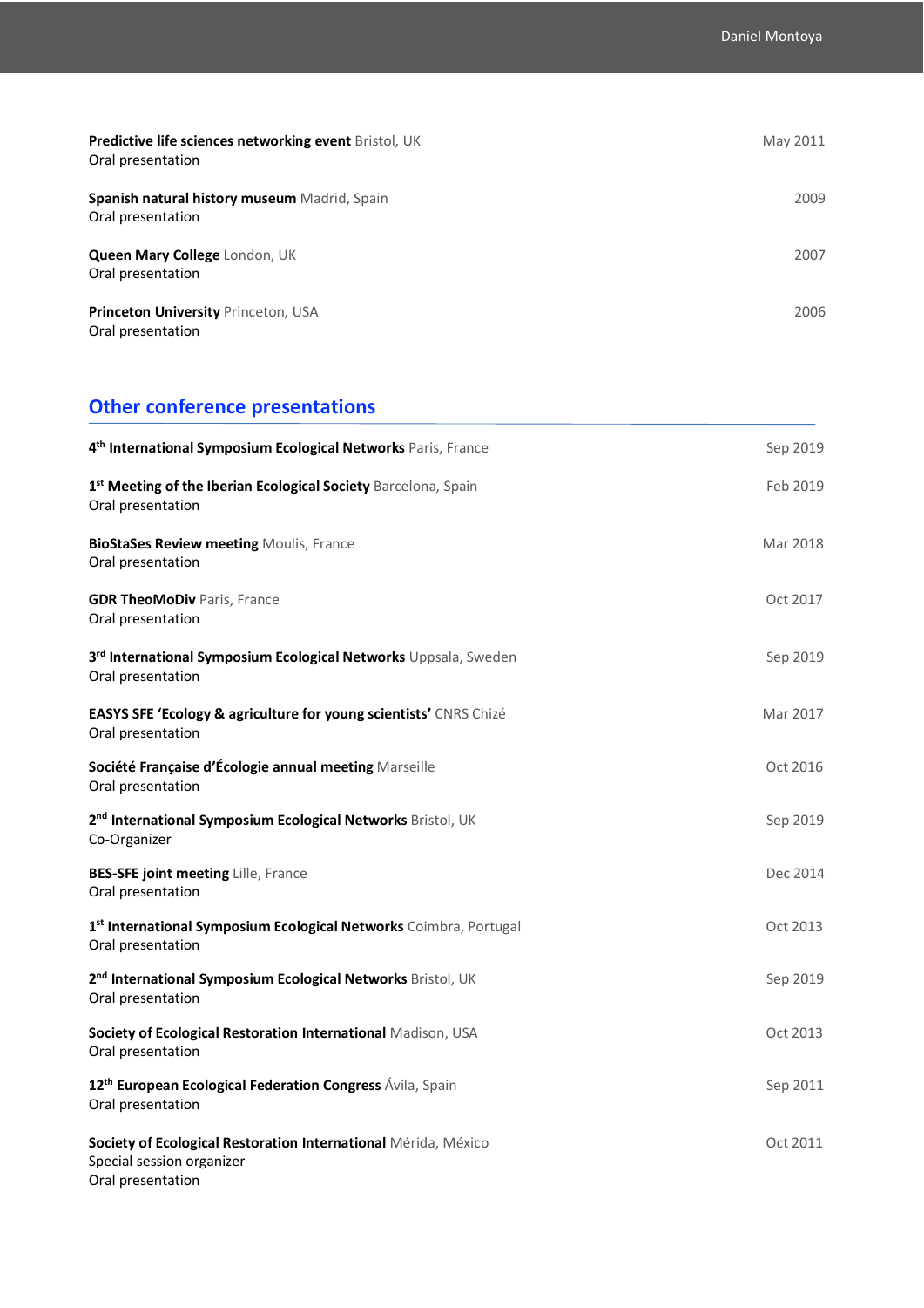**Predictive life sciences networking event** Bristol, UK May 2011
Oral presentation

**Spanish natural history museum** Madrid, Spain 2009
Oral presentation

**Queen Mary College** London, UK 2007
Oral presentation

**Princeton University** Princeton, USA 2006
Oral presentation

## Other conference presentations

**4th International Symposium Ecological Networks** Paris, France Sep 2019

**1st Meeting of the Iberian Ecological Society** Barcelona, Spain Feb 2019
Oral presentation

**BioStaSes Review meeting** Moulis, France Mar 2018
Oral presentation

**GDR TheoMoDiv** Paris, France Oct 2017
Oral presentation

**3rd International Symposium Ecological Networks** Uppsala, Sweden Sep 2019
Oral presentation

**EASYS SFE 'Ecology & agriculture for young scientists'** CNRS Chizé Mar 2017
Oral presentation

**Société Française d'Écologie annual meeting** Marseille Oct 2016
Oral presentation

**2nd International Symposium Ecological Networks** Bristol, UK Sep 2019
Co-Organizer

**BES-SFE joint meeting** Lille, France Dec 2014
Oral presentation

**1st International Symposium Ecological Networks** Coimbra, Portugal Oct 2013
Oral presentation

**2nd International Symposium Ecological Networks** Bristol, UK Sep 2019
Oral presentation

**Society of Ecological Restoration International** Madison, USA Oct 2013
Oral presentation

**12th European Ecological Federation Congress** Ávila, Spain Sep 2011
Oral presentation

**Society of Ecological Restoration International** Mérida, México Oct 2011
Special session organizer
Oral presentation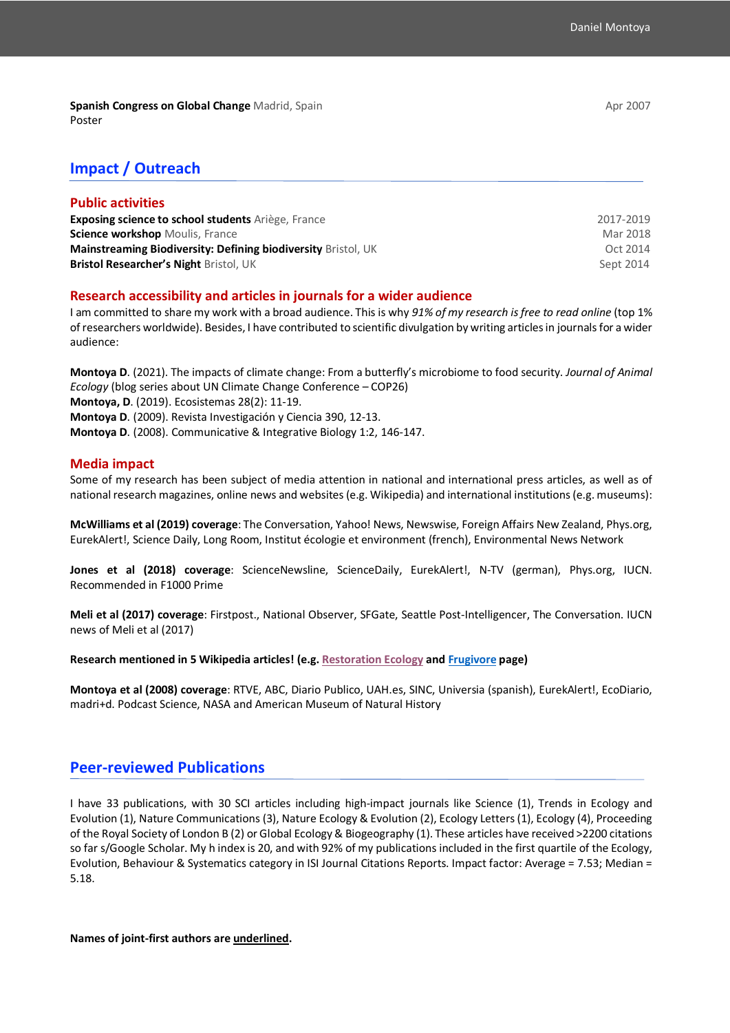**Spanish Congress on Global Change** Madrid, Spain — Apr 2007
Poster

## Impact / Outreach

### Public activities

**Exposing science to school students** Ariège, France — 2017-2019
**Science workshop** Moulis, France — Mar 2018
**Mainstreaming Biodiversity: Defining biodiversity** Bristol, UK — Oct 2014
**Bristol Researcher's Night** Bristol, UK — Sept 2014

### Research accessibility and articles in journals for a wider audience

I am committed to share my work with a broad audience. This is why *91% of my research is free to read online* (top 1% of researchers worldwide). Besides, I have contributed to scientific divulgation by writing articles in journals for a wider audience:

**Montoya D**. (2021). The impacts of climate change: From a butterfly's microbiome to food security. *Journal of Animal Ecology* (blog series about UN Climate Change Conference – COP26)
**Montoya, D**. (2019). Ecosistemas 28(2): 11-19.
**Montoya D**. (2009). Revista Investigación y Ciencia 390, 12-13.
**Montoya D**. (2008). Communicative & Integrative Biology 1:2, 146-147.

### Media impact

Some of my research has been subject of media attention in national and international press articles, as well as of national research magazines, online news and websites (e.g. Wikipedia) and international institutions (e.g. museums):

**McWilliams et al (2019) coverage**: The Conversation, Yahoo! News, Newswise, Foreign Affairs New Zealand, Phys.org, EurekAlert!, Science Daily, Long Room, Institut écologie et environment (french), Environmental News Network

**Jones et al (2018) coverage**: ScienceNewsline, ScienceDaily, EurekAlert!, N-TV (german), Phys.org, IUCN. Recommended in F1000 Prime

**Meli et al (2017) coverage**: Firstpost., National Observer, SFGate, Seattle Post-Intelligencer, The Conversation. IUCN news of Meli et al (2017)

**Research mentioned in 5 Wikipedia articles! (e.g. Restoration Ecology and Frugivore page)**

**Montoya et al (2008) coverage**: RTVE, ABC, Diario Publico, UAH.es, SINC, Universia (spanish), EurekAlert!, EcoDiario, madri+d. Podcast Science, NASA and American Museum of Natural History

## Peer-reviewed Publications

I have 33 publications, with 30 SCI articles including high-impact journals like Science (1), Trends in Ecology and Evolution (1), Nature Communications (3), Nature Ecology & Evolution (2), Ecology Letters (1), Ecology (4), Proceeding of the Royal Society of London B (2) or Global Ecology & Biogeography (1). These articles have received >2200 citations so far s/Google Scholar. My h index is 20, and with 92% of my publications included in the first quartile of the Ecology, Evolution, Behaviour & Systematics category in ISI Journal Citations Reports. Impact factor: Average = 7.53; Median = 5.18.

**Names of joint-first authors are <u>underlined</u>.**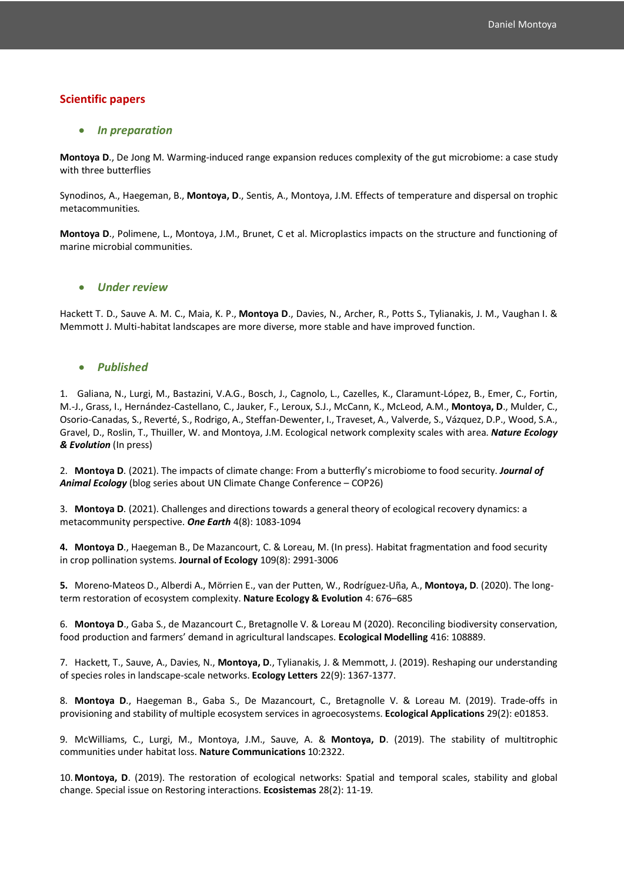## Scientific papers

- ***In preparation***

**Montoya D**., De Jong M. Warming-induced range expansion reduces complexity of the gut microbiome: a case study with three butterflies

Synodinos, A., Haegeman, B., **Montoya, D**., Sentis, A., Montoya, J.M. Effects of temperature and dispersal on trophic metacommunities.

**Montoya D**., Polimene, L., Montoya, J.M., Brunet, C et al. Microplastics impacts on the structure and functioning of marine microbial communities.

- ***Under review***

Hackett T. D., Sauve A. M. C., Maia, K. P., **Montoya D**., Davies, N., Archer, R., Potts S., Tylianakis, J. M., Vaughan I. & Memmott J. Multi-habitat landscapes are more diverse, more stable and have improved function.

- ***Published***

1. Galiana, N., Lurgi, M., Bastazini, V.A.G., Bosch, J., Cagnolo, L., Cazelles, K., Claramunt-López, B., Emer, C., Fortin, M.-J., Grass, I., Hernández-Castellano, C., Jauker, F., Leroux, S.J., McCann, K., McLeod, A.M., **Montoya, D**., Mulder, C., Osorio-Canadas, S., Reverté, S., Rodrigo, A., Steffan-Dewenter, I., Traveset, A., Valverde, S., Vázquez, D.P., Wood, S.A., Gravel, D., Roslin, T., Thuiller, W. and Montoya, J.M. Ecological network complexity scales with area. ***Nature Ecology & Evolution*** (In press)

2. **Montoya D**. (2021). The impacts of climate change: From a butterfly's microbiome to food security. ***Journal of Animal Ecology*** (blog series about UN Climate Change Conference – COP26)

3. **Montoya D**. (2021). Challenges and directions towards a general theory of ecological recovery dynamics: a metacommunity perspective. ***One Earth*** 4(8): 1083-1094

4. **Montoya D**., Haegeman B., De Mazancourt, C. & Loreau, M. (In press). Habitat fragmentation and food security in crop pollination systems. **Journal of Ecology** 109(8): 2991-3006

5. Moreno-Mateos D., Alberdi A., Mörrien E., van der Putten, W., Rodríguez-Uña, A., **Montoya, D**. (2020). The long-term restoration of ecosystem complexity. **Nature Ecology & Evolution** 4: 676–685

6. **Montoya D**., Gaba S., de Mazancourt C., Bretagnolle V. & Loreau M (2020). Reconciling biodiversity conservation, food production and farmers' demand in agricultural landscapes. **Ecological Modelling** 416: 108889.

7. Hackett, T., Sauve, A., Davies, N., **Montoya, D**., Tylianakis, J. & Memmott, J. (2019). Reshaping our understanding of species roles in landscape-scale networks. **Ecology Letters** 22(9): 1367-1377.

8. **Montoya D**., Haegeman B., Gaba S., De Mazancourt, C., Bretagnolle V. & Loreau M. (2019). Trade-offs in provisioning and stability of multiple ecosystem services in agroecosystems. **Ecological Applications** 29(2): e01853.

9. McWilliams, C., Lurgi, M., Montoya, J.M., Sauve, A. & **Montoya, D**. (2019). The stability of multitrophic communities under habitat loss. **Nature Communications** 10:2322.

10. **Montoya, D**. (2019). The restoration of ecological networks: Spatial and temporal scales, stability and global change. Special issue on Restoring interactions. **Ecosistemas** 28(2): 11-19.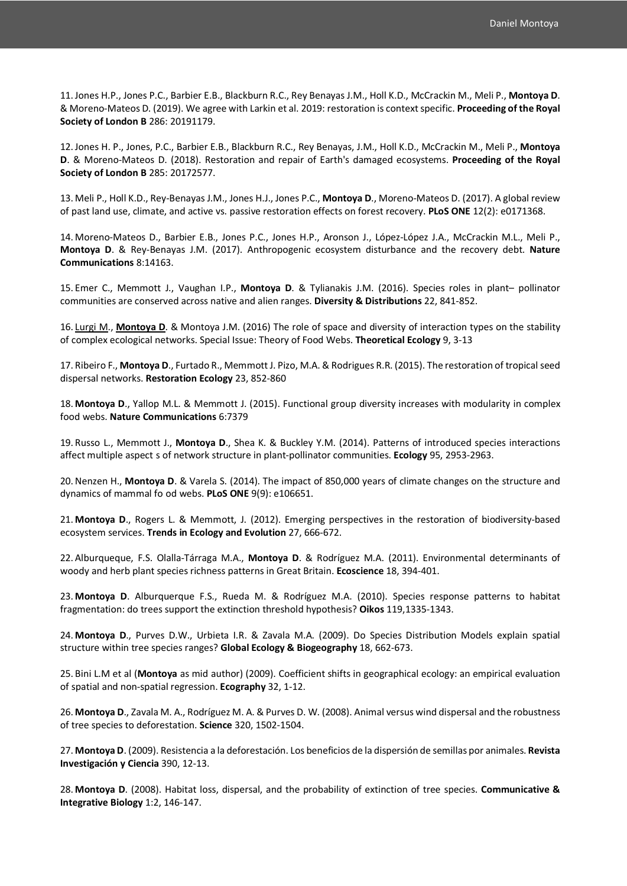11. Jones H.P., Jones P.C., Barbier E.B., Blackburn R.C., Rey Benayas J.M., Holl K.D., McCrackin M., Meli P., **Montoya D**. & Moreno-Mateos D. (2019). We agree with Larkin et al. 2019: restoration is context specific. **Proceeding of the Royal Society of London B** 286: 20191179.

12. Jones H. P., Jones, P.C., Barbier E.B., Blackburn R.C., Rey Benayas, J.M., Holl K.D., McCrackin M., Meli P., **Montoya D**. & Moreno-Mateos D. (2018). Restoration and repair of Earth's damaged ecosystems. **Proceeding of the Royal Society of London B** 285: 20172577.

13. Meli P., Holl K.D., Rey-Benayas J.M., Jones H.J., Jones P.C., **Montoya D**., Moreno-Mateos D. (2017). A global review of past land use, climate, and active vs. passive restoration effects on forest recovery. **PLoS ONE** 12(2): e0171368.

14. Moreno-Mateos D., Barbier E.B., Jones P.C., Jones H.P., Aronson J., López-López J.A., McCrackin M.L., Meli P., **Montoya D**. & Rey-Benayas J.M. (2017). Anthropogenic ecosystem disturbance and the recovery debt. **Nature Communications** 8:14163.

15. Emer C., Memmott J., Vaughan I.P., **Montoya D**. & Tylianakis J.M. (2016). Species roles in plant– pollinator communities are conserved across native and alien ranges. **Diversity & Distributions** 22, 841-852.

16. Lurgi M., **Montoya D**. & Montoya J.M. (2016) The role of space and diversity of interaction types on the stability of complex ecological networks. Special Issue: Theory of Food Webs. **Theoretical Ecology** 9, 3-13

17. Ribeiro F., **Montoya D**., Furtado R., Memmott J. Pizo, M.A. & Rodrigues R.R. (2015). The restoration of tropical seed dispersal networks. **Restoration Ecology** 23, 852-860

18. **Montoya D**., Yallop M.L. & Memmott J. (2015). Functional group diversity increases with modularity in complex food webs. **Nature Communications** 6:7379

19. Russo L., Memmott J., **Montoya D**., Shea K. & Buckley Y.M. (2014). Patterns of introduced species interactions affect multiple aspect s of network structure in plant-pollinator communities. **Ecology** 95, 2953-2963.

20. Nenzen H., **Montoya D**. & Varela S. (2014). The impact of 850,000 years of climate changes on the structure and dynamics of mammal fo od webs. **PLoS ONE** 9(9): e106651.

21. **Montoya D**., Rogers L. & Memmott, J. (2012). Emerging perspectives in the restoration of biodiversity-based ecosystem services. **Trends in Ecology and Evolution** 27, 666-672.

22. Alburqueque, F.S. Olalla-Tárraga M.A., **Montoya D**. & Rodríguez M.A. (2011). Environmental determinants of woody and herb plant species richness patterns in Great Britain. **Ecoscience** 18, 394-401.

23. **Montoya D**. Alburquerque F.S., Rueda M. & Rodríguez M.A. (2010). Species response patterns to habitat fragmentation: do trees support the extinction threshold hypothesis? **Oikos** 119,1335-1343.

24. **Montoya D**., Purves D.W., Urbieta I.R. & Zavala M.A. (2009). Do Species Distribution Models explain spatial structure within tree species ranges? **Global Ecology & Biogeography** 18, 662-673.

25. Bini L.M et al (**Montoya** as mid author) (2009). Coefficient shifts in geographical ecology: an empirical evaluation of spatial and non-spatial regression. **Ecography** 32, 1-12.

26. **Montoya D**., Zavala M. A., Rodríguez M. A. & Purves D. W. (2008). Animal versus wind dispersal and the robustness of tree species to deforestation. **Science** 320, 1502-1504.

27. **Montoya D**. (2009). Resistencia a la deforestación. Los beneficios de la dispersión de semillas por animales. **Revista Investigación y Ciencia** 390, 12-13.

28. **Montoya D**. (2008). Habitat loss, dispersal, and the probability of extinction of tree species. **Communicative & Integrative Biology** 1:2, 146-147.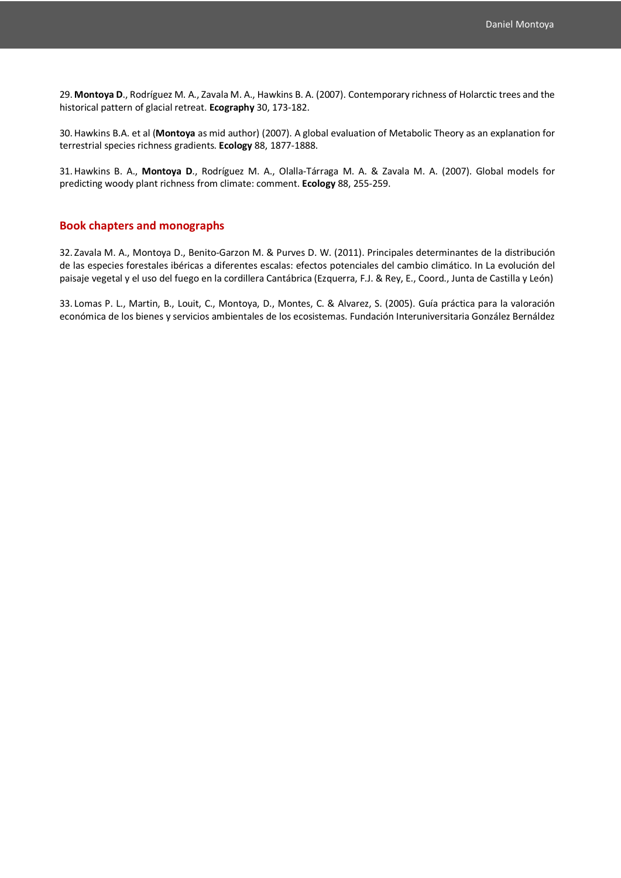29. **Montoya D**., Rodríguez M. A., Zavala M. A., Hawkins B. A. (2007). Contemporary richness of Holarctic trees and the historical pattern of glacial retreat. **Ecography** 30, 173-182.

30. Hawkins B.A. et al (**Montoya** as mid author) (2007). A global evaluation of Metabolic Theory as an explanation for terrestrial species richness gradients. **Ecology** 88, 1877-1888.

31. Hawkins B. A., **Montoya D**., Rodríguez M. A., Olalla-Tárraga M. A. & Zavala M. A. (2007). Global models for predicting woody plant richness from climate: comment. **Ecology** 88, 255-259.

## Book chapters and monographs

32. Zavala M. A., Montoya D., Benito-Garzon M. & Purves D. W. (2011). Principales determinantes de la distribución de las especies forestales ibéricas a diferentes escalas: efectos potenciales del cambio climático. In La evolución del paisaje vegetal y el uso del fuego en la cordillera Cantábrica (Ezquerra, F.J. & Rey, E., Coord., Junta de Castilla y León)

33. Lomas P. L., Martin, B., Louit, C., Montoya, D., Montes, C. & Alvarez, S. (2005). Guía práctica para la valoración económica de los bienes y servicios ambientales de los ecosistemas. Fundación Interuniversitaria González Bernáldez